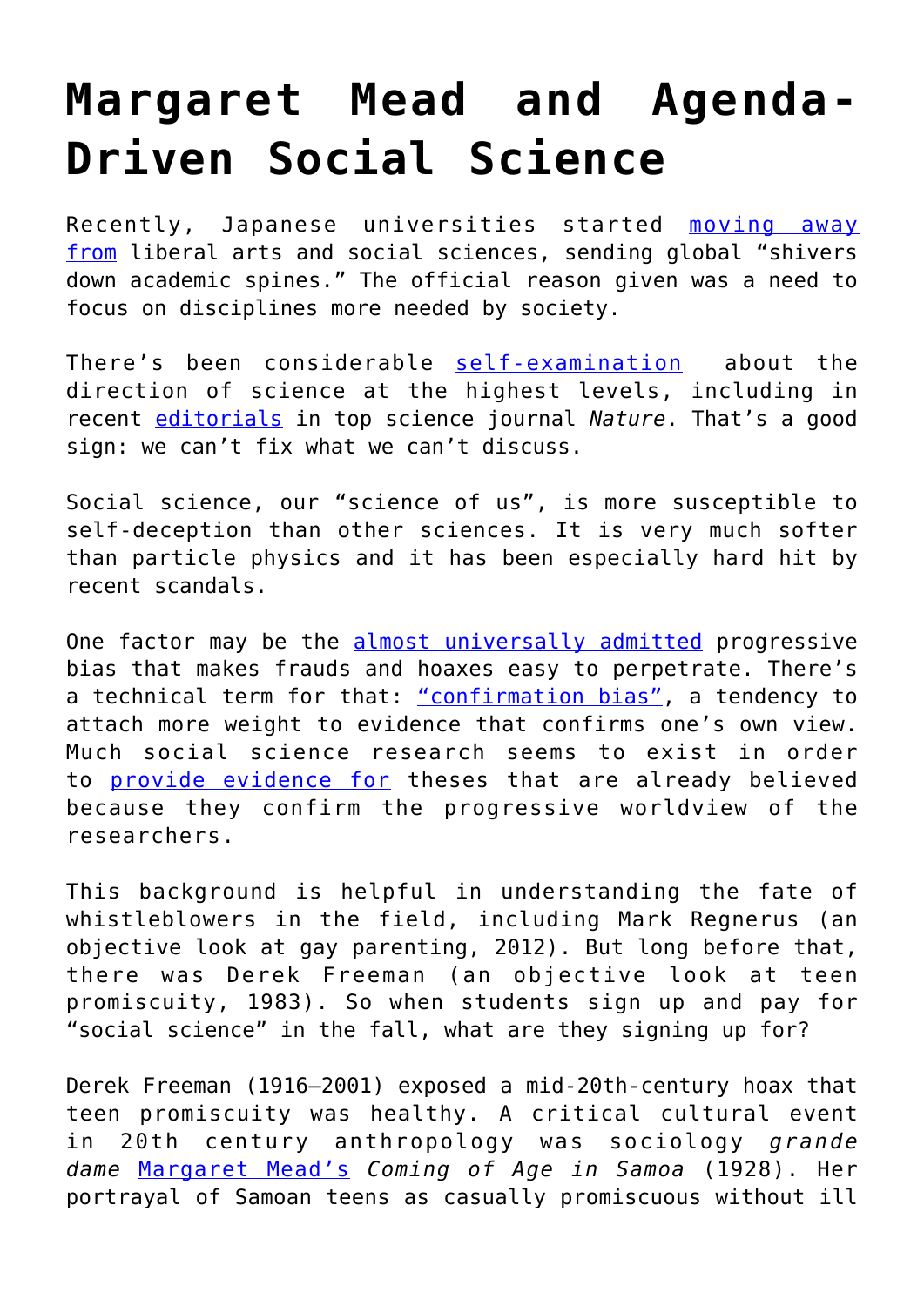# Margaret Mead and Agenda-Driven Social Science

Recently, Japanese universities started moving away from liberal arts and social sciences, sending global "shivers down academic spines." The official reason given was a need to focus on disciplines more needed by society.

There's been considerable self-examination about the direction of science at the highest levels, including in recent editorials in top science journal *Nature*. That's a good sign: we can't fix what we can't discuss.

Social science, our "science of us", is more susceptible to self-deception than other sciences. It is very much softer than particle physics and it has been especially hard hit by recent scandals.

One factor may be the almost universally admitted progressive bias that makes frauds and hoaxes easy to perpetrate. There's a technical term for that: "confirmation bias", a tendency to attach more weight to evidence that confirms one's own view. Much social science research seems to exist in order to provide evidence for theses that are already believed because they confirm the progressive worldview of the researchers.

This background is helpful in understanding the fate of whistleblowers in the field, including Mark Regnerus (an objective look at gay parenting, 2012). But long before that, there was Derek Freeman (an objective look at teen promiscuity, 1983). So when students sign up and pay for "social science" in the fall, what are they signing up for?

Derek Freeman (1916–2001) exposed a mid-20th-century hoax that teen promiscuity was healthy. A critical cultural event in 20th century anthropology was sociology *grande dame* Margaret Mead's *Coming of Age in Samoa* (1928). Her portrayal of Samoan teens as casually promiscuous without ill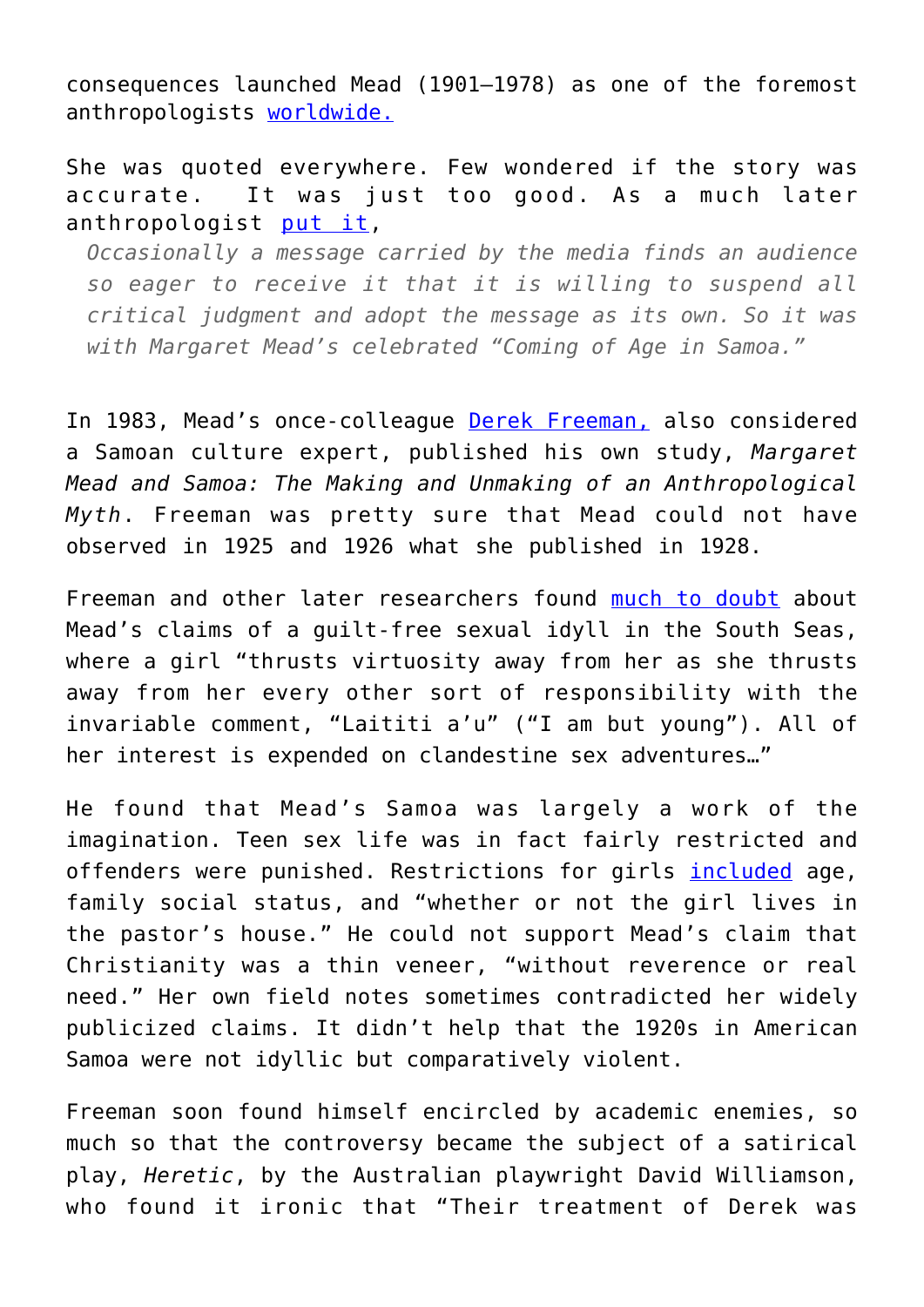consequences launched Mead (1901–1978) as one of the foremost anthropologists worldwide.

She was quoted everywhere. Few wondered if the story was accurate. It was just too good. As a much later anthropologist put it,

> *Occasionally a message carried by the media finds an audience so eager to receive it that it is willing to suspend all critical judgment and adopt the message as its own. So it was with Margaret Mead's celebrated "Coming of Age in Samoa."*

In 1983, Mead's once-colleague Derek Freeman, also considered a Samoan culture expert, published his own study, *Margaret Mead and Samoa: The Making and Unmaking of an Anthropological Myth*. Freeman was pretty sure that Mead could not have observed in 1925 and 1926 what she published in 1928.

Freeman and other later researchers found much to doubt about Mead's claims of a guilt-free sexual idyll in the South Seas, where a girl "thrusts virtuosity away from her as she thrusts away from her every other sort of responsibility with the invariable comment, "Laititi a'u" ("I am but young"). All of her interest is expended on clandestine sex adventures…"

He found that Mead's Samoa was largely a work of the imagination. Teen sex life was in fact fairly restricted and offenders were punished. Restrictions for girls included age, family social status, and "whether or not the girl lives in the pastor's house." He could not support Mead's claim that Christianity was a thin veneer, "without reverence or real need." Her own field notes sometimes contradicted her widely publicized claims. It didn't help that the 1920s in American Samoa were not idyllic but comparatively violent.

Freeman soon found himself encircled by academic enemies, so much so that the controversy became the subject of a satirical play, *Heretic*, by the Australian playwright David Williamson, who found it ironic that "Their treatment of Derek was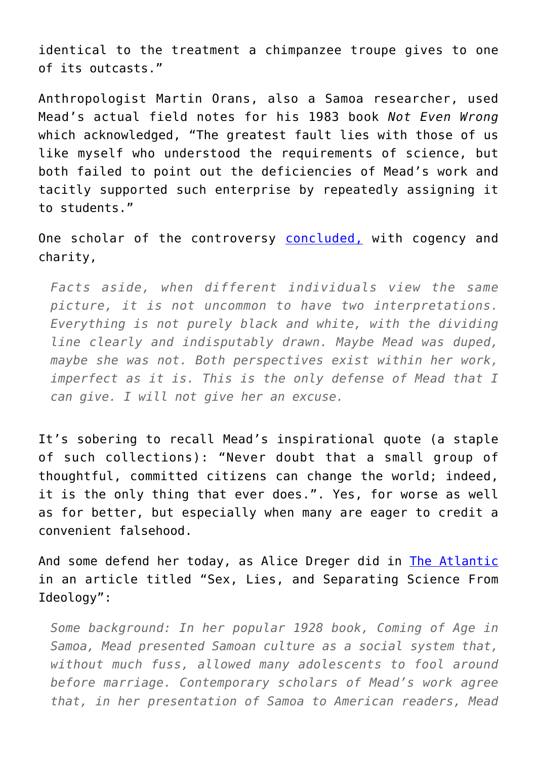identical to the treatment a chimpanzee troupe gives to one of its outcasts."

Anthropologist Martin Orans, also a Samoa researcher, used Mead's actual field notes for his 1983 book *Not Even Wrong* which acknowledged, "The greatest fault lies with those of us like myself who understood the requirements of science, but both failed to point out the deficiencies of Mead's work and tacitly supported such enterprise by repeatedly assigning it to students."

One scholar of the controversy concluded, with cogency and charity,

> *Facts aside, when different individuals view the same picture, it is not uncommon to have two interpretations. Everything is not purely black and white, with the dividing line clearly and indisputably drawn. Maybe Mead was duped, maybe she was not. Both perspectives exist within her work, imperfect as it is. This is the only defense of Mead that I can give. I will not give her an excuse.*

It's sobering to recall Mead's inspirational quote (a staple of such collections): "Never doubt that a small group of thoughtful, committed citizens can change the world; indeed, it is the only thing that ever does.". Yes, for worse as well as for better, but especially when many are eager to credit a convenient falsehood.

And some defend her today, as Alice Dreger did in The Atlantic in an article titled "Sex, Lies, and Separating Science From Ideology":

> *Some background: In her popular 1928 book, Coming of Age in Samoa, Mead presented Samoan culture as a social system that, without much fuss, allowed many adolescents to fool around before marriage. Contemporary scholars of Mead's work agree that, in her presentation of Samoa to American readers, Mead*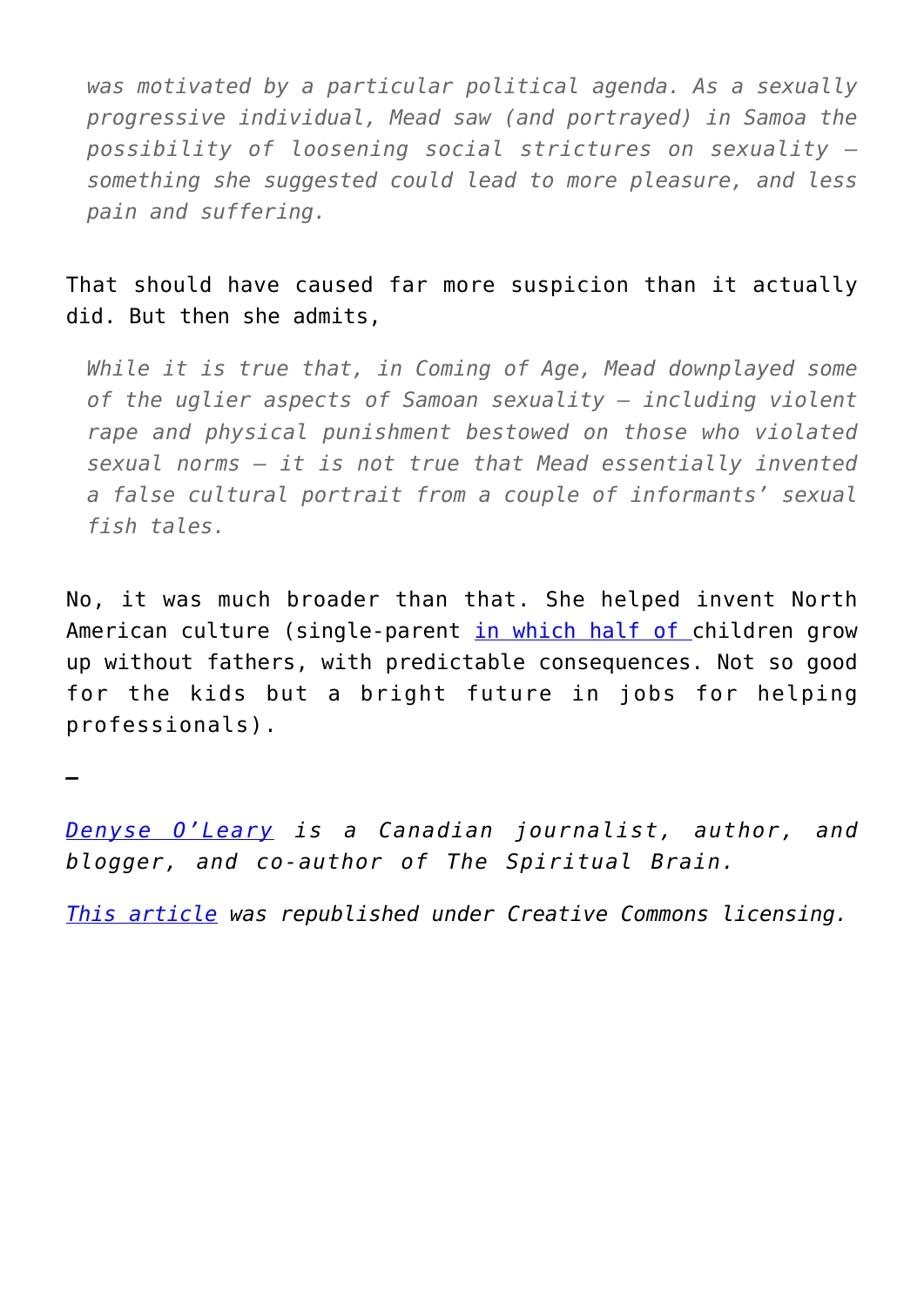> *was motivated by a particular political agenda. As a sexually progressive individual, Mead saw (and portrayed) in Samoa the possibility of loosening social strictures on sexuality — something she suggested could lead to more pleasure, and less pain and suffering.*

That should have caused far more suspicion than it actually did. But then she admits,

> *While it is true that, in Coming of Age, Mead downplayed some of the uglier aspects of Samoan sexuality — including violent rape and physical punishment bestowed on those who violated sexual norms — it is not true that Mead essentially invented a false cultural portrait from a couple of informants' sexual fish tales.*

No, it was much broader than that. She helped invent North American culture (single-parent in which half of children grow up without fathers, with predictable consequences. Not so good for the kids but a bright future in jobs for helping professionals).

—

*Denyse O'Leary is a Canadian journalist, author, and blogger, and co-author of The Spiritual Brain.*

*This article was republished under Creative Commons licensing.*